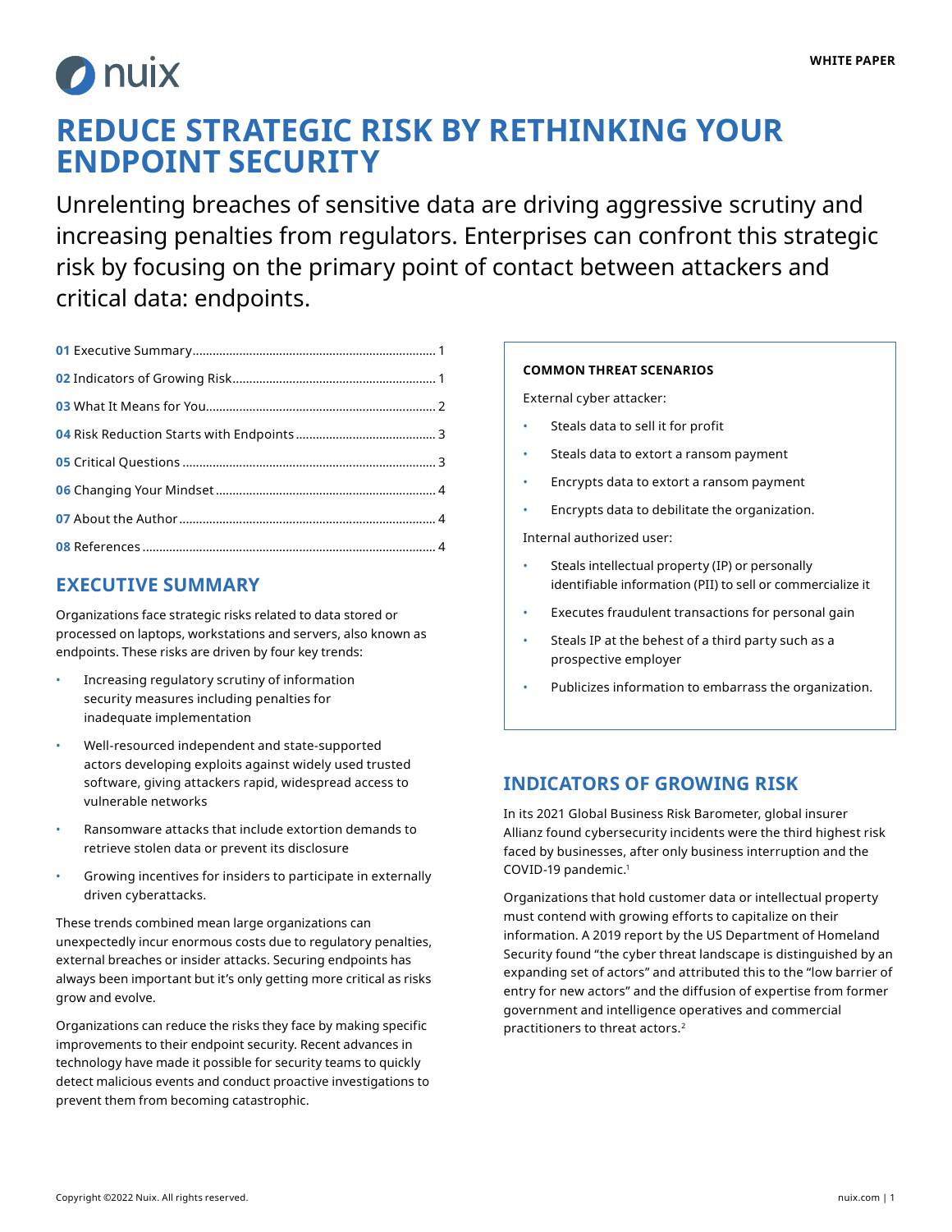WHITE PAPER

# REDUCE STRATEGIC RISK BY RETHINKING YOUR ENDPOINT SECURITY

Unrelenting breaches of sensitive data are driving aggressive scrutiny and increasing penalties from regulators. Enterprises can confront this strategic risk by focusing on the primary point of contact between attackers and critical data: endpoints.

**01** Executive Summary........................................................................ 1
**02** Indicators of Growing Risk............................................................ 1
**03** What It Means for You................................................................... 2
**04** Risk Reduction Starts with Endpoints.......................................... 3
**05** Critical Questions.......................................................................... 3
**06** Changing Your Mindset................................................................. 4
**07** About the Author........................................................................... 4
**08** References...................................................................................... 4

## EXECUTIVE SUMMARY

Organizations face strategic risks related to data stored or processed on laptops, workstations and servers, also known as endpoints. These risks are driven by four key trends:

- Increasing regulatory scrutiny of information security measures including penalties for inadequate implementation
- Well-resourced independent and state-supported actors developing exploits against widely used trusted software, giving attackers rapid, widespread access to vulnerable networks
- Ransomware attacks that include extortion demands to retrieve stolen data or prevent its disclosure
- Growing incentives for insiders to participate in externally driven cyberattacks.

These trends combined mean large organizations can unexpectedly incur enormous costs due to regulatory penalties, external breaches or insider attacks. Securing endpoints has always been important but it's only getting more critical as risks grow and evolve.

Organizations can reduce the risks they face by making specific improvements to their endpoint security. Recent advances in technology have made it possible for security teams to quickly detect malicious events and conduct proactive investigations to prevent them from becoming catastrophic.

**COMMON THREAT SCENARIOS**

External cyber attacker:

- Steals data to sell it for profit
- Steals data to extort a ransom payment
- Encrypts data to extort a ransom payment
- Encrypts data to debilitate the organization.

Internal authorized user:

- Steals intellectual property (IP) or personally identifiable information (PII) to sell or commercialize it
- Executes fraudulent transactions for personal gain
- Steals IP at the behest of a third party such as a prospective employer
- Publicizes information to embarrass the organization.

## INDICATORS OF GROWING RISK

In its 2021 Global Business Risk Barometer, global insurer Allianz found cybersecurity incidents were the third highest risk faced by businesses, after only business interruption and the COVID-19 pandemic.[1]

Organizations that hold customer data or intellectual property must contend with growing efforts to capitalize on their information. A 2019 report by the US Department of Homeland Security found "the cyber threat landscape is distinguished by an expanding set of actors" and attributed this to the "low barrier of entry for new actors" and the diffusion of expertise from former government and intelligence operatives and commercial practitioners to threat actors.[2]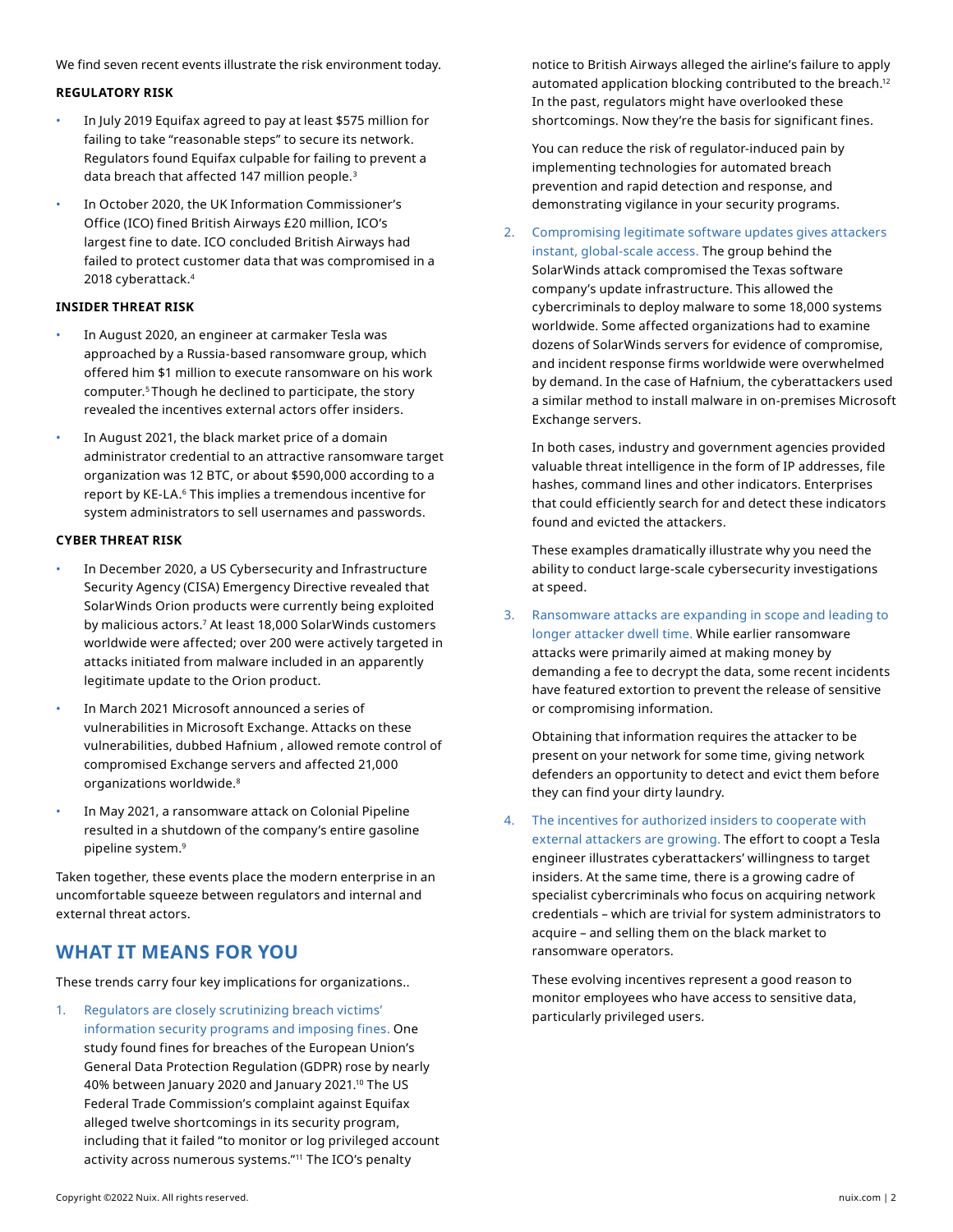We find seven recent events illustrate the risk environment today.

**REGULATORY RISK**

- In July 2019 Equifax agreed to pay at least $575 million for failing to take "reasonable steps" to secure its network. Regulators found Equifax culpable for failing to prevent a data breach that affected 147 million people.[3]
- In October 2020, the UK Information Commissioner's Office (ICO) fined British Airways £20 million, ICO's largest fine to date. ICO concluded British Airways had failed to protect customer data that was compromised in a 2018 cyberattack.[4]

**INSIDER THREAT RISK**

- In August 2020, an engineer at carmaker Tesla was approached by a Russia-based ransomware group, which offered him $1 million to execute ransomware on his work computer.[5] Though he declined to participate, the story revealed the incentives external actors offer insiders.
- In August 2021, the black market price of a domain administrator credential to an attractive ransomware target organization was 12 BTC, or about $590,000 according to a report by KE-LA.[6] This implies a tremendous incentive for system administrators to sell usernames and passwords.

**CYBER THREAT RISK**

- In December 2020, a US Cybersecurity and Infrastructure Security Agency (CISA) Emergency Directive revealed that SolarWinds Orion products were currently being exploited by malicious actors.[7] At least 18,000 SolarWinds customers worldwide were affected; over 200 were actively targeted in attacks initiated from malware included in an apparently legitimate update to the Orion product.
- In March 2021 Microsoft announced a series of vulnerabilities in Microsoft Exchange. Attacks on these vulnerabilities, dubbed Hafnium , allowed remote control of compromised Exchange servers and affected 21,000 organizations worldwide.[8]
- In May 2021, a ransomware attack on Colonial Pipeline resulted in a shutdown of the company's entire gasoline pipeline system.[9]

Taken together, these events place the modern enterprise in an uncomfortable squeeze between regulators and internal and external threat actors.

## WHAT IT MEANS FOR YOU

These trends carry four key implications for organizations..

1. Regulators are closely scrutinizing breach victims' information security programs and imposing fines. One study found fines for breaches of the European Union's General Data Protection Regulation (GDPR) rose by nearly 40% between January 2020 and January 2021.[10] The US Federal Trade Commission's complaint against Equifax alleged twelve shortcomings in its security program, including that it failed "to monitor or log privileged account activity across numerous systems."[11] The ICO's penalty notice to British Airways alleged the airline's failure to apply automated application blocking contributed to the breach.[12] In the past, regulators might have overlooked these shortcomings. Now they're the basis for significant fines.

   You can reduce the risk of regulator-induced pain by implementing technologies for automated breach prevention and rapid detection and response, and demonstrating vigilance in your security programs.

2. Compromising legitimate software updates gives attackers instant, global-scale access. The group behind the SolarWinds attack compromised the Texas software company's update infrastructure. This allowed the cybercriminals to deploy malware to some 18,000 systems worldwide. Some affected organizations had to examine dozens of SolarWinds servers for evidence of compromise, and incident response firms worldwide were overwhelmed by demand. In the case of Hafnium, the cyberattackers used a similar method to install malware in on-premises Microsoft Exchange servers.

   In both cases, industry and government agencies provided valuable threat intelligence in the form of IP addresses, file hashes, command lines and other indicators. Enterprises that could efficiently search for and detect these indicators found and evicted the attackers.

   These examples dramatically illustrate why you need the ability to conduct large-scale cybersecurity investigations at speed.

3. Ransomware attacks are expanding in scope and leading to longer attacker dwell time. While earlier ransomware attacks were primarily aimed at making money by demanding a fee to decrypt the data, some recent incidents have featured extortion to prevent the release of sensitive or compromising information.

   Obtaining that information requires the attacker to be present on your network for some time, giving network defenders an opportunity to detect and evict them before they can find your dirty laundry.

4. The incentives for authorized insiders to cooperate with external attackers are growing. The effort to coopt a Tesla engineer illustrates cyberattackers' willingness to target insiders. At the same time, there is a growing cadre of specialist cybercriminals who focus on acquiring network credentials – which are trivial for system administrators to acquire – and selling them on the black market to ransomware operators.

   These evolving incentives represent a good reason to monitor employees who have access to sensitive data, particularly privileged users.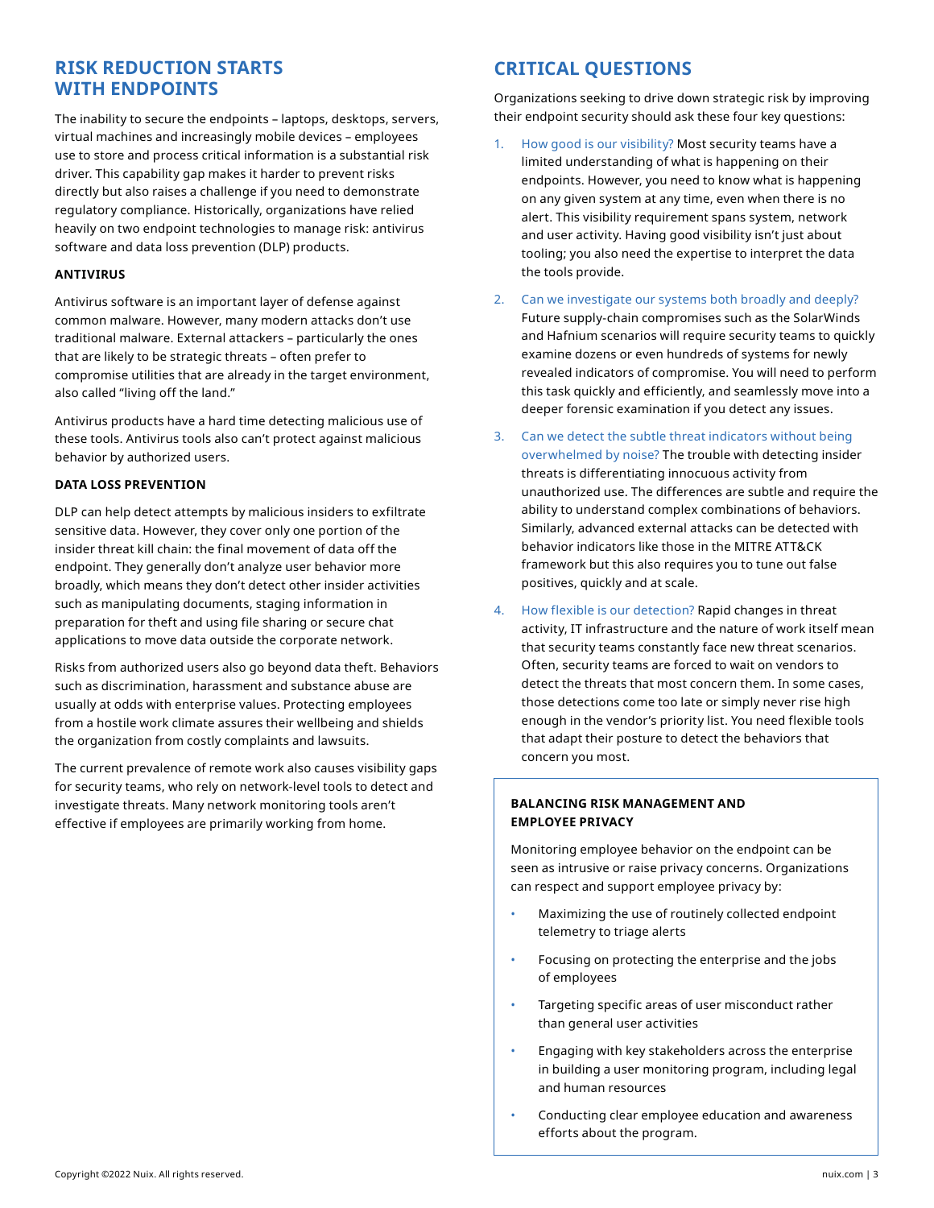## RISK REDUCTION STARTS WITH ENDPOINTS

The inability to secure the endpoints – laptops, desktops, servers, virtual machines and increasingly mobile devices – employees use to store and process critical information is a substantial risk driver. This capability gap makes it harder to prevent risks directly but also raises a challenge if you need to demonstrate regulatory compliance. Historically, organizations have relied heavily on two endpoint technologies to manage risk: antivirus software and data loss prevention (DLP) products.

### ANTIVIRUS

Antivirus software is an important layer of defense against common malware. However, many modern attacks don't use traditional malware. External attackers – particularly the ones that are likely to be strategic threats – often prefer to compromise utilities that are already in the target environment, also called "living off the land."

Antivirus products have a hard time detecting malicious use of these tools. Antivirus tools also can't protect against malicious behavior by authorized users.

### DATA LOSS PREVENTION

DLP can help detect attempts by malicious insiders to exfiltrate sensitive data. However, they cover only one portion of the insider threat kill chain: the final movement of data off the endpoint. They generally don't analyze user behavior more broadly, which means they don't detect other insider activities such as manipulating documents, staging information in preparation for theft and using file sharing or secure chat applications to move data outside the corporate network.

Risks from authorized users also go beyond data theft. Behaviors such as discrimination, harassment and substance abuse are usually at odds with enterprise values. Protecting employees from a hostile work climate assures their wellbeing and shields the organization from costly complaints and lawsuits.

The current prevalence of remote work also causes visibility gaps for security teams, who rely on network-level tools to detect and investigate threats. Many network monitoring tools aren't effective if employees are primarily working from home.

## CRITICAL QUESTIONS

Organizations seeking to drive down strategic risk by improving their endpoint security should ask these four key questions:

1. How good is our visibility? Most security teams have a limited understanding of what is happening on their endpoints. However, you need to know what is happening on any given system at any time, even when there is no alert. This visibility requirement spans system, network and user activity. Having good visibility isn't just about tooling; you also need the expertise to interpret the data the tools provide.
2. Can we investigate our systems both broadly and deeply? Future supply-chain compromises such as the SolarWinds and Hafnium scenarios will require security teams to quickly examine dozens or even hundreds of systems for newly revealed indicators of compromise. You will need to perform this task quickly and efficiently, and seamlessly move into a deeper forensic examination if you detect any issues.
3. Can we detect the subtle threat indicators without being overwhelmed by noise? The trouble with detecting insider threats is differentiating innocuous activity from unauthorized use. The differences are subtle and require the ability to understand complex combinations of behaviors. Similarly, advanced external attacks can be detected with behavior indicators like those in the MITRE ATT&CK framework but this also requires you to tune out false positives, quickly and at scale.
4. How flexible is our detection? Rapid changes in threat activity, IT infrastructure and the nature of work itself mean that security teams constantly face new threat scenarios. Often, security teams are forced to wait on vendors to detect the threats that most concern them. In some cases, those detections come too late or simply never rise high enough in the vendor's priority list. You need flexible tools that adapt their posture to detect the behaviors that concern you most.

### BALANCING RISK MANAGEMENT AND EMPLOYEE PRIVACY

Monitoring employee behavior on the endpoint can be seen as intrusive or raise privacy concerns. Organizations can respect and support employee privacy by:

- Maximizing the use of routinely collected endpoint telemetry to triage alerts
- Focusing on protecting the enterprise and the jobs of employees
- Targeting specific areas of user misconduct rather than general user activities
- Engaging with key stakeholders across the enterprise in building a user monitoring program, including legal and human resources
- Conducting clear employee education and awareness efforts about the program.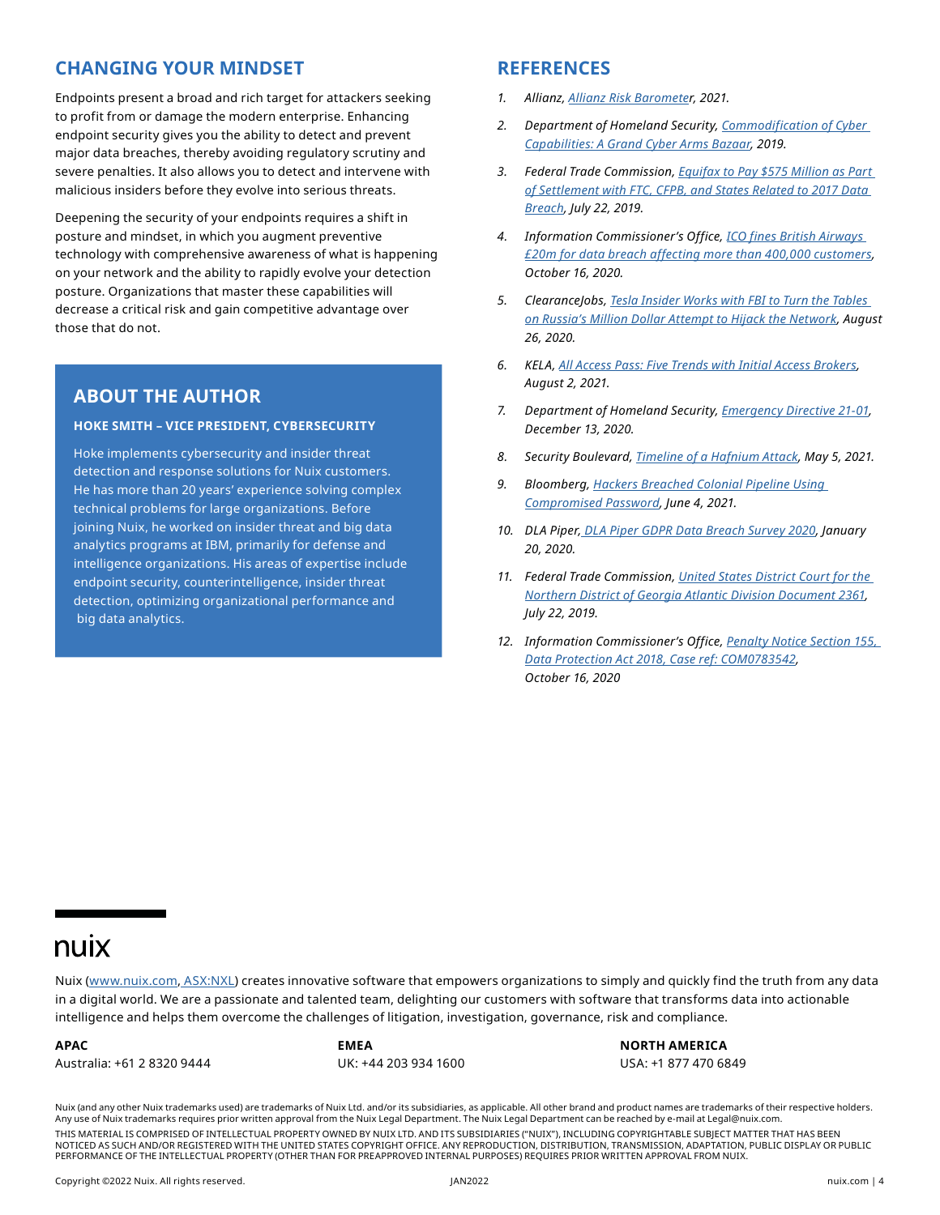## CHANGING YOUR MINDSET

Endpoints present a broad and rich target for attackers seeking to profit from or damage the modern enterprise. Enhancing endpoint security gives you the ability to detect and prevent major data breaches, thereby avoiding regulatory scrutiny and severe penalties. It also allows you to detect and intervene with malicious insiders before they evolve into serious threats.

Deepening the security of your endpoints requires a shift in posture and mindset, in which you augment preventive technology with comprehensive awareness of what is happening on your network and the ability to rapidly evolve your detection posture. Organizations that master these capabilities will decrease a critical risk and gain competitive advantage over those that do not.

## ABOUT THE AUTHOR

**HOKE SMITH – VICE PRESIDENT, CYBERSECURITY**

Hoke implements cybersecurity and insider threat detection and response solutions for Nuix customers. He has more than 20 years' experience solving complex technical problems for large organizations. Before joining Nuix, he worked on insider threat and big data analytics programs at IBM, primarily for defense and intelligence organizations. His areas of expertise include endpoint security, counterintelligence, insider threat detection, optimizing organizational performance and big data analytics.

## REFERENCES

1. *Allianz, Allianz Risk Barometer, 2021.*
2. *Department of Homeland Security, Commodification of Cyber Capabilities: A Grand Cyber Arms Bazaar, 2019.*
3. *Federal Trade Commission, Equifax to Pay $575 Million as Part of Settlement with FTC, CFPB, and States Related to 2017 Data Breach, July 22, 2019.*
4. *Information Commissioner's Office, ICO fines British Airways £20m for data breach affecting more than 400,000 customers, October 16, 2020.*
5. *ClearanceJobs, Tesla Insider Works with FBI to Turn the Tables on Russia's Million Dollar Attempt to Hijack the Network, August 26, 2020.*
6. *KELA, All Access Pass: Five Trends with Initial Access Brokers, August 2, 2021.*
7. *Department of Homeland Security, Emergency Directive 21-01, December 13, 2020.*
8. *Security Boulevard, Timeline of a Hafnium Attack, May 5, 2021.*
9. *Bloomberg, Hackers Breached Colonial Pipeline Using Compromised Password, June 4, 2021.*
10. *DLA Piper, DLA Piper GDPR Data Breach Survey 2020, January 20, 2020.*
11. *Federal Trade Commission, United States District Court for the Northern District of Georgia Atlantic Division Document 2361, July 22, 2019.*
12. *Information Commissioner's Office, Penalty Notice Section 155, Data Protection Act 2018, Case ref: COM0783542, October 16, 2020*

nuix

Nuix (www.nuix.com, ASX:NXL) creates innovative software that empowers organizations to simply and quickly find the truth from any data in a digital world. We are a passionate and talented team, delighting our customers with software that transforms data into actionable intelligence and helps them overcome the challenges of litigation, investigation, governance, risk and compliance.

**APAC**
Australia: +61 2 8320 9444

**EMEA**
UK: +44 203 934 1600

**NORTH AMERICA**
USA: +1 877 470 6849

Nuix (and any other Nuix trademarks used) are trademarks of Nuix Ltd. and/or its subsidiaries, as applicable. All other brand and product names are trademarks of their respective holders. Any use of Nuix trademarks requires prior written approval from the Nuix Legal Department. The Nuix Legal Department can be reached by e-mail at Legal@nuix.com.

THIS MATERIAL IS COMPRISED OF INTELLECTUAL PROPERTY OWNED BY NUIX LTD. AND ITS SUBSIDIARIES ("NUIX"), INCLUDING COPYRIGHTABLE SUBJECT MATTER THAT HAS BEEN NOTICED AS SUCH AND/OR REGISTERED WITH THE UNITED STATES COPYRIGHT OFFICE. ANY REPRODUCTION, DISTRIBUTION, TRANSMISSION, ADAPTATION, PUBLIC DISPLAY OR PUBLIC PERFORMANCE OF THE INTELLECTUAL PROPERTY (OTHER THAN FOR PREAPPROVED INTERNAL PURPOSES) REQUIRES PRIOR WRITTEN APPROVAL FROM NUIX.

Copyright ©2022 Nuix. All rights reserved.

JAN2022